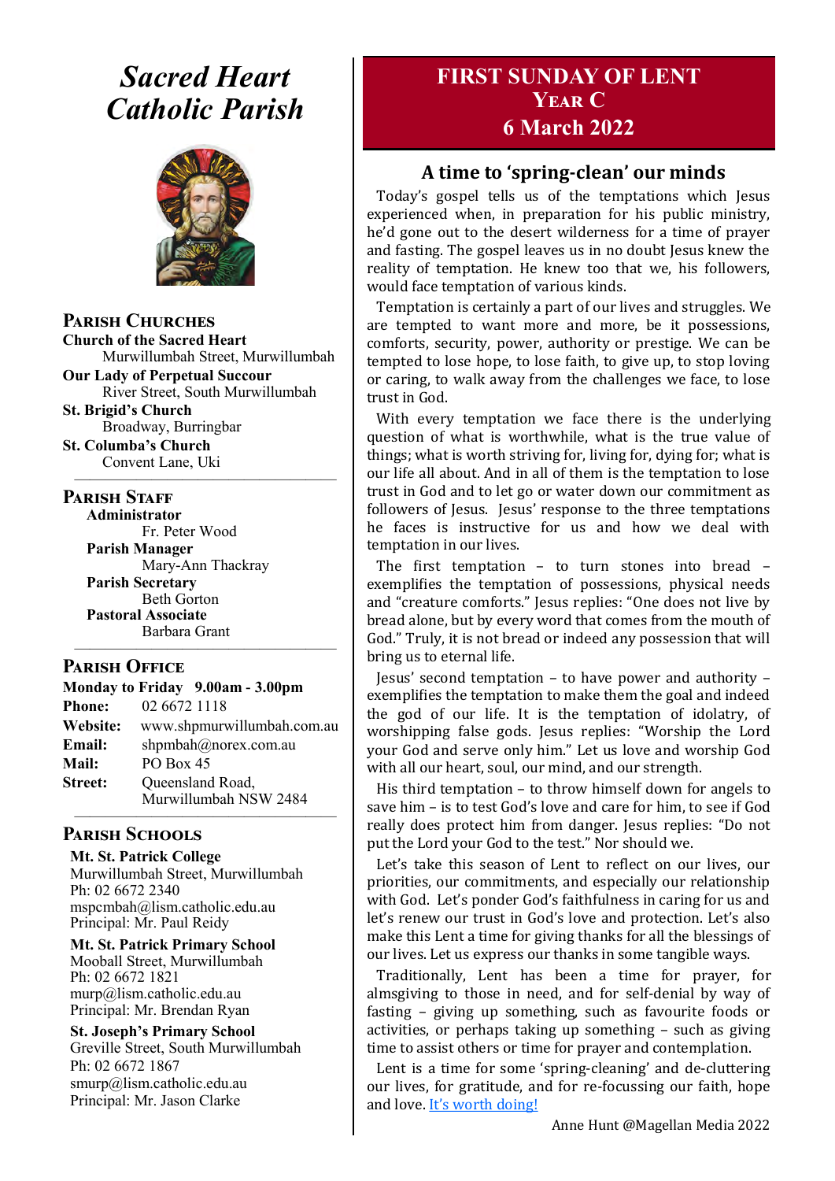# *Sacred Heart Catholic Parish*

## Parish Churches

**Church of the Sacred Heart**
Murwillumbah Street, Murwillumbah

**Our Lady of Perpetual Succour**
River Street, South Murwillumbah

**St. Brigid's Church**
Broadway, Burringbar

**St. Columba's Church**
Convent Lane, Uki

## Parish Staff

**Administrator**
Fr. Peter Wood

**Parish Manager**
Mary-Ann Thackray

**Parish Secretary**
Beth Gorton

**Pastoral Associate**
Barbara Grant

## Parish Office

**Monday to Friday 9.00am - 3.00pm**

**Phone:** 02 6672 1118
**Website:** www.shpmurwillumbah.com.au
**Email:** shpmbah@norex.com.au
**Mail:** PO Box 45
**Street:** Queensland Road, Murwillumbah NSW 2484

## Parish Schools

**Mt. St. Patrick College**
Murwillumbah Street, Murwillumbah
Ph: 02 6672 2340
mspcmbah@lism.catholic.edu.au
Principal: Mr. Paul Reidy

**Mt. St. Patrick Primary School**
Mooball Street, Murwillumbah
Ph: 02 6672 1821
murp@lism.catholic.edu.au
Principal: Mr. Brendan Ryan

**St. Joseph's Primary School**
Greville Street, South Murwillumbah
Ph: 02 6672 1867
smurp@lism.catholic.edu.au
Principal: Mr. Jason Clarke

# FIRST SUNDAY OF LENT
## Year C
## 6 March 2022

### A time to 'spring-clean' our minds

Today's gospel tells us of the temptations which Jesus experienced when, in preparation for his public ministry, he'd gone out to the desert wilderness for a time of prayer and fasting. The gospel leaves us in no doubt Jesus knew the reality of temptation. He knew too that we, his followers, would face temptation of various kinds.

Temptation is certainly a part of our lives and struggles. We are tempted to want more and more, be it possessions, comforts, security, power, authority or prestige. We can be tempted to lose hope, to lose faith, to give up, to stop loving or caring, to walk away from the challenges we face, to lose trust in God.

With every temptation we face there is the underlying question of what is worthwhile, what is the true value of things; what is worth striving for, living for, dying for; what is our life all about. And in all of them is the temptation to lose trust in God and to let go or water down our commitment as followers of Jesus. Jesus' response to the three temptations he faces is instructive for us and how we deal with temptation in our lives.

The first temptation – to turn stones into bread – exemplifies the temptation of possessions, physical needs and "creature comforts." Jesus replies: "One does not live by bread alone, but by every word that comes from the mouth of God." Truly, it is not bread or indeed any possession that will bring us to eternal life.

Jesus' second temptation – to have power and authority – exemplifies the temptation to make them the goal and indeed the god of our life. It is the temptation of idolatry, of worshipping false gods. Jesus replies: "Worship the Lord your God and serve only him." Let us love and worship God with all our heart, soul, our mind, and our strength.

His third temptation – to throw himself down for angels to save him – is to test God's love and care for him, to see if God really does protect him from danger. Jesus replies: "Do not put the Lord your God to the test." Nor should we.

Let's take this season of Lent to reflect on our lives, our priorities, our commitments, and especially our relationship with God. Let's ponder God's faithfulness in caring for us and let's renew our trust in God's love and protection. Let's also make this Lent a time for giving thanks for all the blessings of our lives. Let us express our thanks in some tangible ways.

Traditionally, Lent has been a time for prayer, for almsgiving to those in need, and for self-denial by way of fasting – giving up something, such as favourite foods or activities, or perhaps taking up something – such as giving time to assist others or time for prayer and contemplation.

Lent is a time for some 'spring-cleaning' and de-cluttering our lives, for gratitude, and for re-focussing our faith, hope and love. It's worth doing!

Anne Hunt @Magellan Media 2022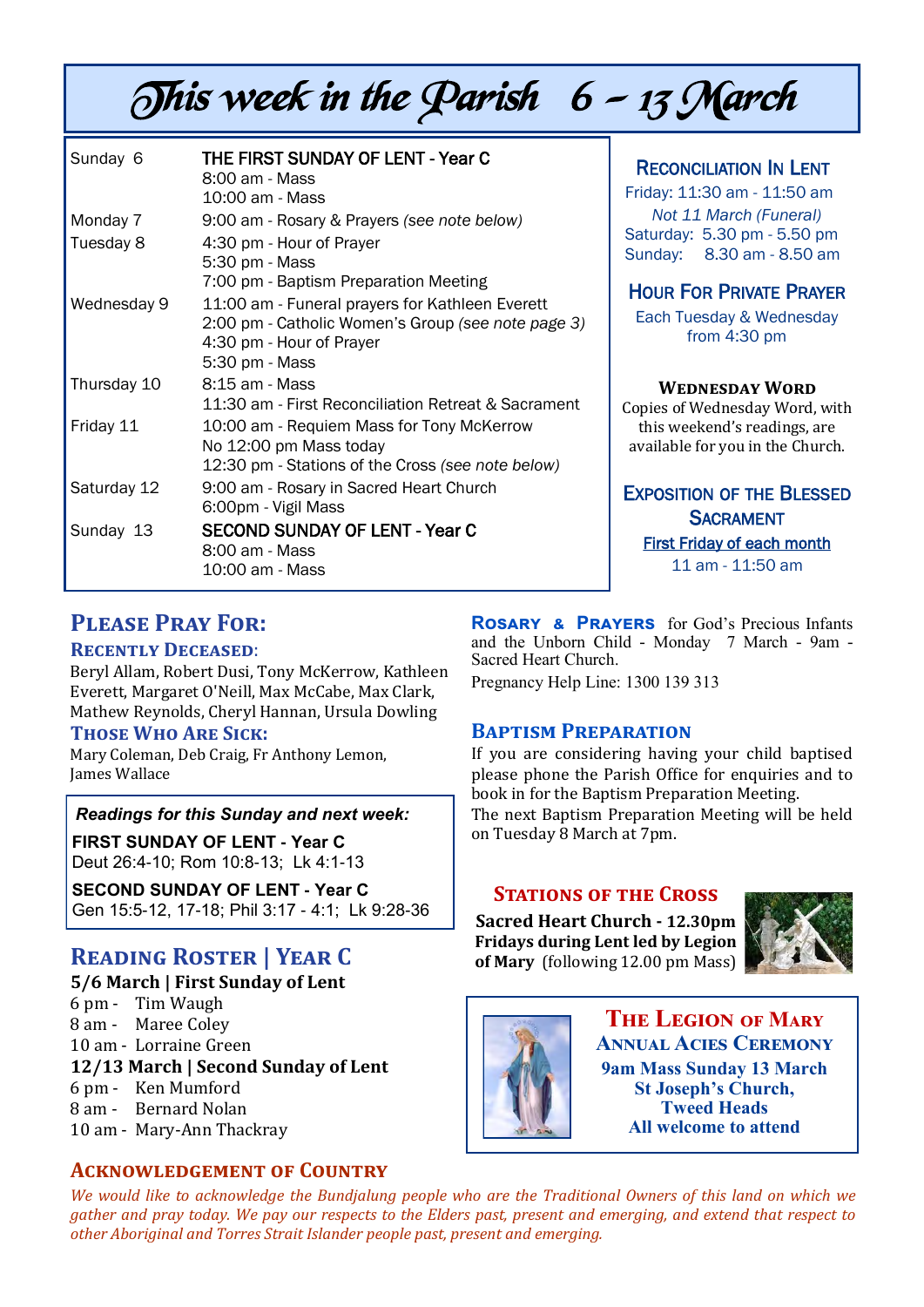# This week in the Parish 6 – 13 March

| | |
|---|---|
| Sunday 6 | **THE FIRST SUNDAY OF LENT - Year C**<br>8:00 am - Mass<br>10:00 am - Mass |
| Monday 7 | 9:00 am - Rosary & Prayers *(see note below)* |
| Tuesday 8 | 4:30 pm - Hour of Prayer<br>5:30 pm - Mass<br>7:00 pm - Baptism Preparation Meeting |
| Wednesday 9 | 11:00 am - Funeral prayers for Kathleen Everett<br>2:00 pm - Catholic Women's Group *(see note page 3)*<br>4:30 pm - Hour of Prayer<br>5:30 pm - Mass |
| Thursday 10 | 8:15 am - Mass<br>11:30 am - First Reconciliation Retreat & Sacrament |
| Friday 11 | 10:00 am - Requiem Mass for Tony McKerrow<br>No 12:00 pm Mass today<br>12:30 pm - Stations of the Cross *(see note below)* |
| Saturday 12 | 9:00 am - Rosary in Sacred Heart Church<br>6:00pm - Vigil Mass |
| Sunday 13 | **SECOND SUNDAY OF LENT - Year C**<br>8:00 am - Mass<br>10:00 am - Mass |

## Reconciliation In Lent

Friday: 11:30 am - 11:50 am
*Not 11 March (Funeral)*
Saturday: 5.30 pm - 5.50 pm
Sunday: 8.30 am - 8.50 am

## Hour For Private Prayer

Each Tuesday & Wednesday from 4:30 pm

## Wednesday Word

Copies of Wednesday Word, with this weekend's readings, are available for you in the Church.

## Exposition of the Blessed Sacrament

First Friday of each month
11 am - 11:50 am

## Please Pray For:

### Recently Deceased:

Beryl Allam, Robert Dusi, Tony McKerrow, Kathleen Everett, Margaret O'Neill, Max McCabe, Max Clark, Mathew Reynolds, Cheryl Hannan, Ursula Dowling

### Those Who Are Sick:

Mary Coleman, Deb Craig, Fr Anthony Lemon, James Wallace

*Readings for this Sunday and next week:*

**FIRST SUNDAY OF LENT - Year C**
Deut 26:4-10; Rom 10:8-13; Lk 4:1-13

**SECOND SUNDAY OF LENT - Year C**
Gen 15:5-12, 17-18; Phil 3:17 - 4:1; Lk 9:28-36

## Reading Roster | Year C

**5/6 March | First Sunday of Lent**
6 pm - Tim Waugh
8 am - Maree Coley
10 am - Lorraine Green

**12/13 March | Second Sunday of Lent**
6 pm - Ken Mumford
8 am - Bernard Nolan
10 am - Mary-Ann Thackray

**Rosary & Prayers** for God's Precious Infants and the Unborn Child - Monday 7 March - 9am - Sacred Heart Church.

Pregnancy Help Line: 1300 139 313

## Baptism Preparation

If you are considering having your child baptised please phone the Parish Office for enquiries and to book in for the Baptism Preparation Meeting.
The next Baptism Preparation Meeting will be held on Tuesday 8 March at 7pm.

## Stations of the Cross

**Sacred Heart Church - 12.30pm Fridays during Lent led by Legion of Mary** (following 12.00 pm Mass)

## The Legion of Mary
### Annual Acies Ceremony

**9am Mass Sunday 13 March**
**St Joseph's Church, Tweed Heads**
**All welcome to attend**

## Acknowledgement of Country

*We would like to acknowledge the Bundjalung people who are the Traditional Owners of this land on which we gather and pray today. We pay our respects to the Elders past, present and emerging, and extend that respect to other Aboriginal and Torres Strait Islander people past, present and emerging.*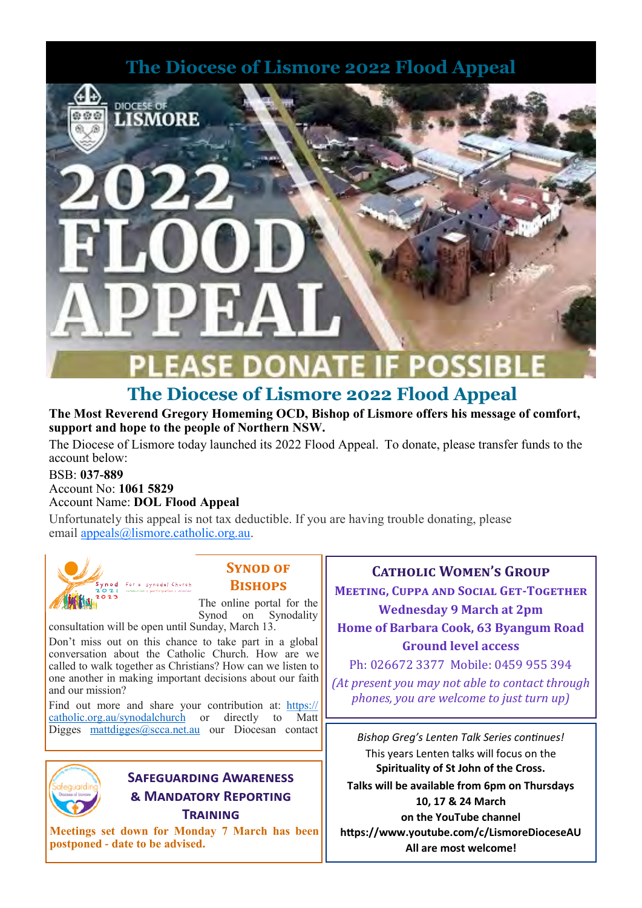# The Diocese of Lismore 2022 Flood Appeal

DIOCESE OF LISMORE

2022 FLOOD APPEAL

PLEASE DONATE IF POSSIBLE

## The Diocese of Lismore 2022 Flood Appeal

**The Most Reverend Gregory Homeming OCD, Bishop of Lismore offers his message of comfort, support and hope to the people of Northern NSW.**

The Diocese of Lismore today launched its 2022 Flood Appeal. To donate, please transfer funds to the account below:

BSB: **037-889**
Account No: **1061 5829**
Account Name: **DOL Flood Appeal**

Unfortunately this appeal is not tax deductible. If you are having trouble donating, please email appeals@lismore.catholic.org.au.

### Synod of Bishops

The online portal for the Synod on Synodality consultation will be open until Sunday, March 13.

Don't miss out on this chance to take part in a global conversation about the Catholic Church. How are we called to walk together as Christians? How can we listen to one another in making important decisions about our faith and our mission?

Find out more and share your contribution at: https://catholic.org.au/synodalchurch or directly to Matt Digges mattdigges@scca.net.au our Diocesan contact

### Safeguarding Awareness & Mandatory Reporting Training

**Meetings set down for Monday 7 March has been postponed - date to be advised.**

### Catholic Women's Group

**Meeting, Cuppa and Social Get-Together**

**Wednesday 9 March at 2pm**

**Home of Barbara Cook, 63 Byangum Road**

**Ground level access**

Ph: 026672 3377 Mobile: 0459 955 394

*(At present you may not able to contact through phones, you are welcome to just turn up)*

*Bishop Greg's Lenten Talk Series continues!*

This years Lenten talks will focus on the **Spirituality of St John of the Cross.**

**Talks will be available from 6pm on Thursdays 10, 17 & 24 March on the YouTube channel https://www.youtube.com/c/LismoreDioceseAU**

**All are most welcome!**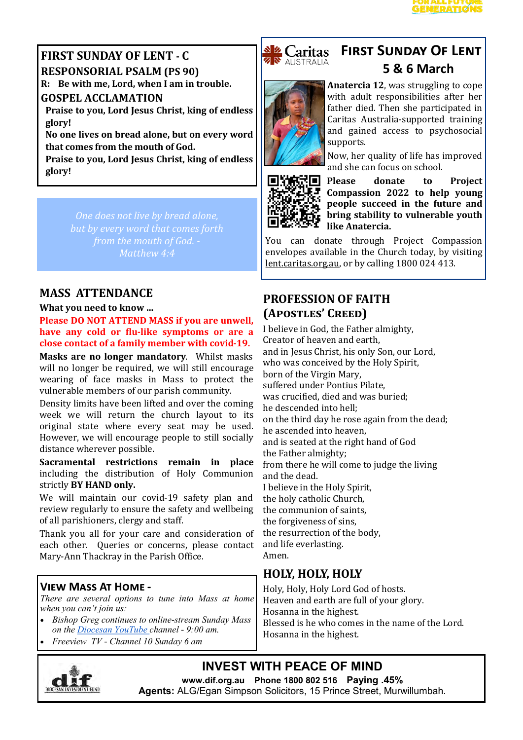## FIRST SUNDAY OF LENT - C

**RESPONSORIAL PSALM (PS 90)**

**R: Be with me, Lord, when I am in trouble.**

**GOSPEL ACCLAMATION**

**Praise to you, Lord Jesus Christ, king of endless glory!**
**No one lives on bread alone, but on every word that comes from the mouth of God.**
**Praise to you, Lord Jesus Christ, king of endless glory!**

*One does not live by bread alone, but by every word that comes forth from the mouth of God. - Matthew 4:4*

## MASS ATTENDANCE

**What you need to know ...**

**Please DO NOT ATTEND MASS if you are unwell, have any cold or flu-like symptoms or are a close contact of a family member with covid-19.**

**Masks are no longer mandatory**. Whilst masks will no longer be required, we will still encourage wearing of face masks in Mass to protect the vulnerable members of our parish community.

Density limits have been lifted and over the coming week we will return the church layout to its original state where every seat may be used. However, we will encourage people to still socially distance wherever possible.

**Sacramental restrictions remain in place** including the distribution of Holy Communion strictly **BY HAND only.**

We will maintain our covid-19 safety plan and review regularly to ensure the safety and wellbeing of all parishioners, clergy and staff.

Thank you all for your care and consideration of each other. Queries or concerns, please contact Mary-Ann Thackray in the Parish Office.

### VIEW MASS AT HOME -

*There are several options to tune into Mass at home when you can't join us:*

- *Bishop Greg continues to online-stream Sunday Mass on the Diocesan YouTube channel - 9:00 am.*
- *Freeview TV - Channel 10 Sunday 6 am*

## Caritas AUSTRALIA — FIRST SUNDAY OF LENT 5 & 6 March

**Anatercia 12**, was struggling to cope with adult responsibilities after her father died. Then she participated in Caritas Australia-supported training and gained access to psychosocial supports.

Now, her quality of life has improved and she can focus on school.

**Please donate to Project Compassion 2022 to help young people succeed in the future and bring stability to vulnerable youth like Anatercia.**

You can donate through Project Compassion envelopes available in the Church today, by visiting lent.caritas.org.au, or by calling 1800 024 413.

## PROFESSION OF FAITH (APOSTLES' CREED)

I believe in God, the Father almighty,
Creator of heaven and earth,
and in Jesus Christ, his only Son, our Lord,
who was conceived by the Holy Spirit,
born of the Virgin Mary,
suffered under Pontius Pilate,
was crucified, died and was buried;
he descended into hell;
on the third day he rose again from the dead;
he ascended into heaven,
and is seated at the right hand of God
the Father almighty;
from there he will come to judge the living
and the dead.
I believe in the Holy Spirit,
the holy catholic Church,
the communion of saints,
the forgiveness of sins,
the resurrection of the body,
and life everlasting.
Amen.

## HOLY, HOLY, HOLY

Holy, Holy, Holy Lord God of hosts.
Heaven and earth are full of your glory.
Hosanna in the highest.
Blessed is he who comes in the name of the Lord.
Hosanna in the highest.

## INVEST WITH PEACE OF MIND

DIOCESAN INVESTMENT FUND

**www.dif.org.au Phone 1800 802 516 Paying .45%**
**Agents:** ALG/Egan Simpson Solicitors, 15 Prince Street, Murwillumbah.